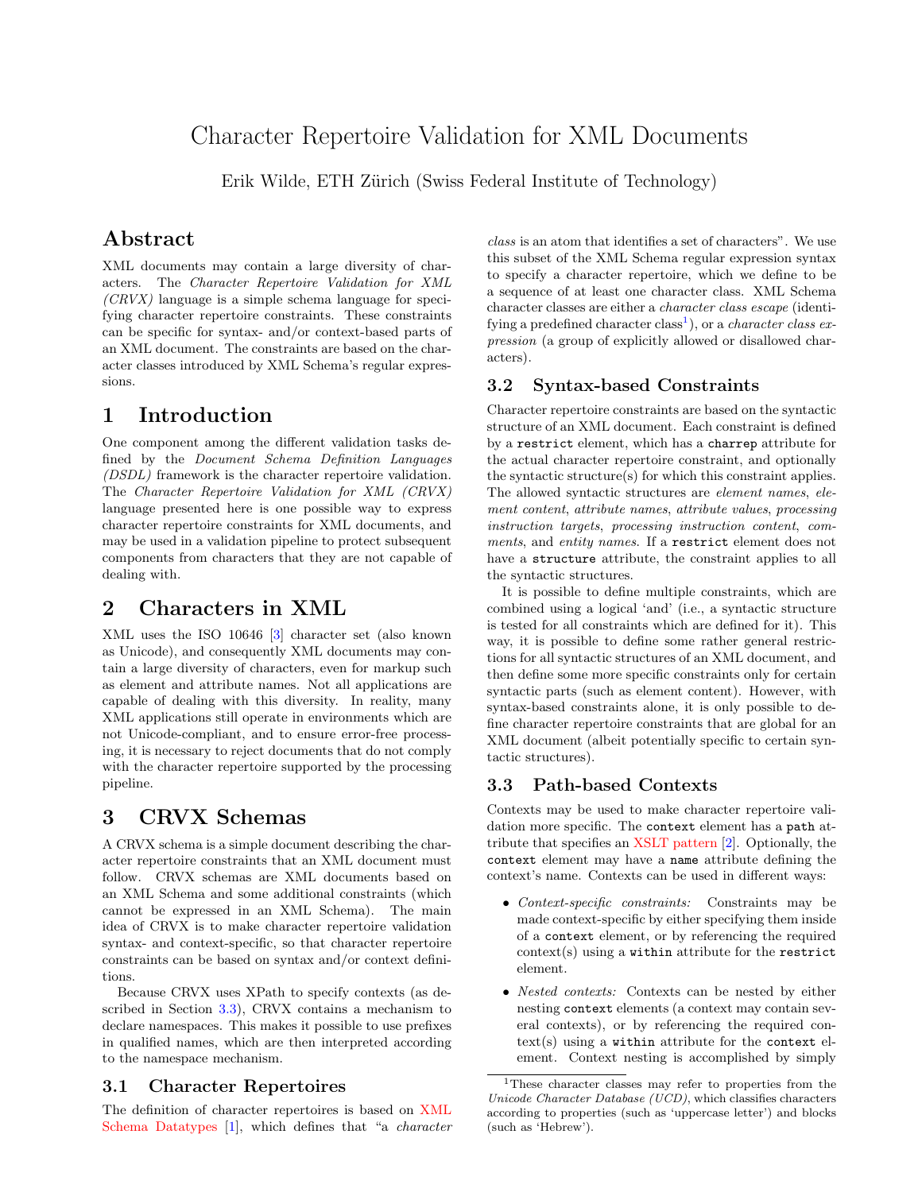# Character Repertoire Validation for XML Documents

Erik Wilde, ETH Zürich (Swiss Federal Institute of Technology)

## Abstract

XML documents may contain a large diversity of characters. The *Character Repertoire Validation for XML (CRVX)* language is a simple schema language for specifying character repertoire constraints. These constraints can be specific for syntax- and/or context-based parts of an XML document. The constraints are based on the character classes introduced by XML Schema's regular expressions.

## 1 Introduction

One component among the different validation tasks defined by the *Document Schema Definition Languages (DSDL)* framework is the character repertoire validation. The *Character Repertoire Validation for XML (CRVX)* language presented here is one possible way to express character repertoire constraints for XML documents, and may be used in a validation pipeline to protect subsequent components from characters that they are not capable of dealing with.

## 2 Characters in XML

XML uses the ISO 10646 [3] character set (also known as Unicode), and consequently XML documents may contain a large diversity of characters, even for markup such as element and attribute names. Not all applications are capable of dealing with this diversity. In reality, many XML applications still operate in environments which are not Unicode-compliant, and to ensure error-free processing, it is necessary to reject documents that do not comply with the character repertoire supported by the processing pipeline.

## 3 CRVX Schemas

A CRVX schema is a simple document describing the character repertoire constraints that an XML document must follow. CRVX schemas are XML documents based on an XML Schema and some additional constraints (which cannot be expressed in an XML Schema). The main idea of CRVX is to make character repertoire validation syntax- and context-specific, so that character repertoire constraints can be based on syntax and/or context definitions.

Because CRVX uses XPath to specify contexts (as described in Section 3.3), CRVX contains a mechanism to declare namespaces. This makes it possible to use prefixes in qualified names, which are then interpreted according to the namespace mechanism.

### 3.1 Character Repertoires

The definition of character repertoires is based on XML Schema Datatypes [1], which defines that "a *character class* is an atom that identifies a set of characters". We use this subset of the XML Schema regular expression syntax to specify a character repertoire, which we define to be a sequence of at least one character class. XML Schema character classes are either a *character class escape* (identifying a predefined character class[1]), or a *character class expression* (a group of explicitly allowed or disallowed characters).

### 3.2 Syntax-based Constraints

Character repertoire constraints are based on the syntactic structure of an XML document. Each constraint is defined by a `restrict` element, which has a `charrep` attribute for the actual character repertoire constraint, and optionally the syntactic structure(s) for which this constraint applies. The allowed syntactic structures are *element names*, *element content*, *attribute names*, *attribute values*, *processing instruction targets*, *processing instruction content*, *comments*, and *entity names*. If a `restrict` element does not have a `structure` attribute, the constraint applies to all the syntactic structures.

It is possible to define multiple constraints, which are combined using a logical 'and' (i.e., a syntactic structure is tested for all constraints which are defined for it). This way, it is possible to define some rather general restrictions for all syntactic structures of an XML document, and then define some more specific constraints only for certain syntactic parts (such as element content). However, with syntax-based constraints alone, it is only possible to define character repertoire constraints that are global for an XML document (albeit potentially specific to certain syntactic structures).

### 3.3 Path-based Contexts

Contexts may be used to make character repertoire validation more specific. The `context` element has a `path` attribute that specifies an XSLT pattern [2]. Optionally, the `context` element may have a `name` attribute defining the context's name. Contexts can be used in different ways:

- *Context-specific constraints:* Constraints may be made context-specific by either specifying them inside of a `context` element, or by referencing the required context(s) using a `within` attribute for the `restrict` element.
- *Nested contexts:* Contexts can be nested by either nesting `context` elements (a context may contain several contexts), or by referencing the required context(s) using a `within` attribute for the `context` element. Context nesting is accomplished by simply

[1] These character classes may refer to properties from the *Unicode Character Database (UCD)*, which classifies characters according to properties (such as 'uppercase letter') and blocks (such as 'Hebrew').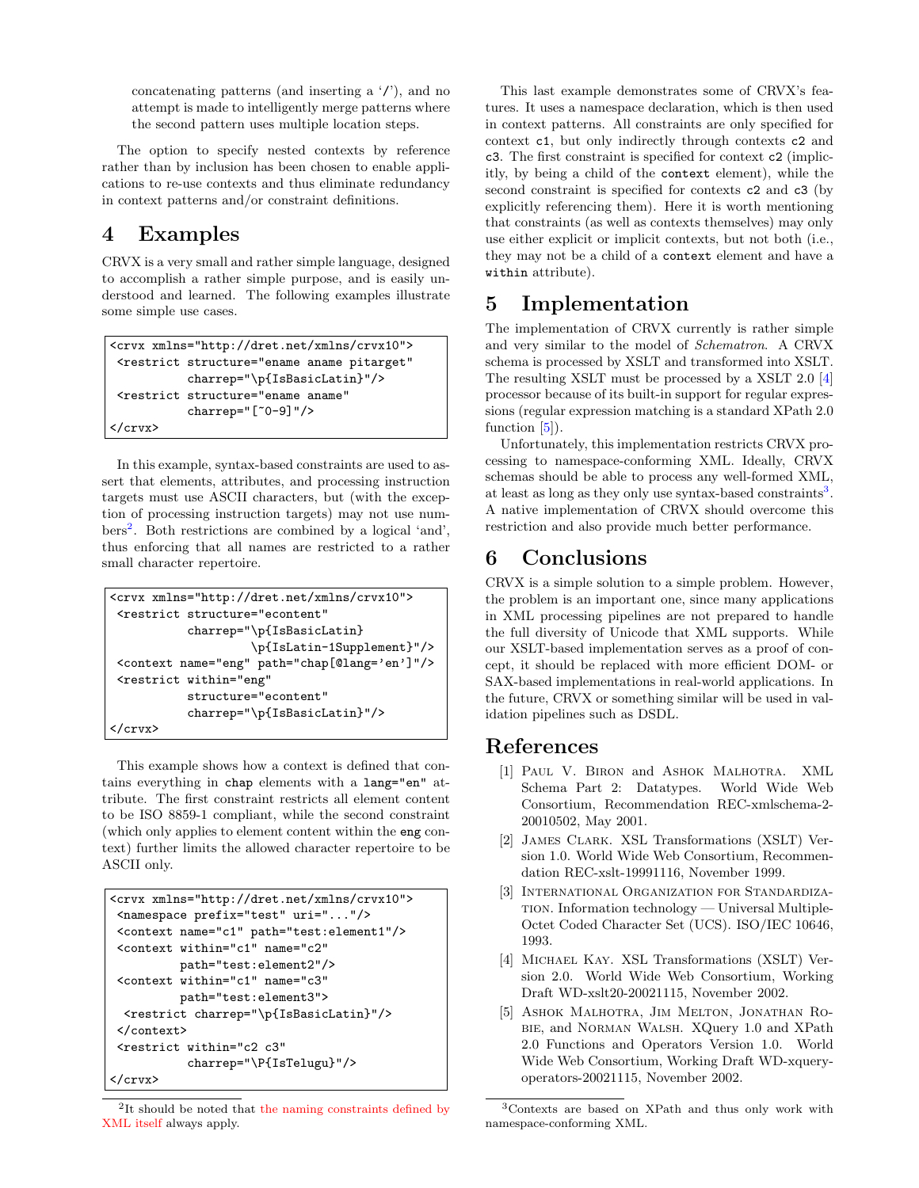concatenating patterns (and inserting a '/'), and no attempt is made to intelligently merge patterns where the second pattern uses multiple location steps.

The option to specify nested contexts by reference rather than by inclusion has been chosen to enable applications to re-use contexts and thus eliminate redundancy in context patterns and/or constraint definitions.

# 4 Examples

CRVX is a very small and rather simple language, designed to accomplish a rather simple purpose, and is easily understood and learned. The following examples illustrate some simple use cases.

```
<crvx xmlns="http://dret.net/xmlns/crvx10">
 <restrict structure="ename aname pitarget"
           charrep="\p{IsBasicLatin}"/>
 <restrict structure="ename aname"
           charrep="[~0-9]"/>
</crvx>
```

In this example, syntax-based constraints are used to assert that elements, attributes, and processing instruction targets must use ASCII characters, but (with the exception of processing instruction targets) may not use numbers[2]. Both restrictions are combined by a logical 'and', thus enforcing that all names are restricted to a rather small character repertoire.

```
<crvx xmlns="http://dret.net/xmlns/crvx10">
 <restrict structure="econtent"
           charrep="\p{IsBasicLatin}
                    \p{IsLatin-1Supplement}"/>
 <context name="eng" path="chap[@lang='en']"/>
 <restrict within="eng"
           structure="econtent"
           charrep="\p{IsBasicLatin}"/>
</crvx>
```

This example shows how a context is defined that contains everything in `chap` elements with a `lang="en"` attribute. The first constraint restricts all element content to be ISO 8859-1 compliant, while the second constraint (which only applies to element content within the `eng` context) further limits the allowed character repertoire to be ASCII only.

```
<crvx xmlns="http://dret.net/xmlns/crvx10">
 <namespace prefix="test" uri="..."/>
 <context name="c1" path="test:element1"/>
 <context within="c1" name="c2"
          path="test:element2"/>
 <context within="c1" name="c3"
          path="test:element3">
  <restrict charrep="\p{IsBasicLatin}"/>
 </context>
 <restrict within="c2 c3"
           charrep="\P{IsTelugu}"/>
</crvx>
```

This last example demonstrates some of CRVX's features. It uses a namespace declaration, which is then used in context patterns. All constraints are only specified for context `c1`, but only indirectly through contexts `c2` and `c3`. The first constraint is specified for context `c2` (implicitly, by being a child of the `context` element), while the second constraint is specified for contexts `c2` and `c3` (by explicitly referencing them). Here it is worth mentioning that constraints (as well as contexts themselves) may only use either explicit or implicit contexts, but not both (i.e., they may not be a child of a `context` element and have a `within` attribute).

# 5 Implementation

The implementation of CRVX currently is rather simple and very similar to the model of *Schematron*. A CRVX schema is processed by XSLT and transformed into XSLT. The resulting XSLT must be processed by a XSLT 2.0 [4] processor because of its built-in support for regular expressions (regular expression matching is a standard XPath 2.0 function [5]).

Unfortunately, this implementation restricts CRVX processing to namespace-conforming XML. Ideally, CRVX schemas should be able to process any well-formed XML, at least as long as they only use syntax-based constraints[3]. A native implementation of CRVX should overcome this restriction and also provide much better performance.

# 6 Conclusions

CRVX is a simple solution to a simple problem. However, the problem is an important one, since many applications in XML processing pipelines are not prepared to handle the full diversity of Unicode that XML supports. While our XSLT-based implementation serves as a proof of concept, it should be replaced with more efficient DOM- or SAX-based implementations in real-world applications. In the future, CRVX or something similar will be used in validation pipelines such as DSDL.

# References

[1] Paul V. Biron and Ashok Malhotra. XML Schema Part 2: Datatypes. World Wide Web Consortium, Recommendation REC-xmlschema-2-20010502, May 2001.

[2] James Clark. XSL Transformations (XSLT) Version 1.0. World Wide Web Consortium, Recommendation REC-xslt-19991116, November 1999.

[3] International Organization for Standardization. Information technology — Universal Multiple-Octet Coded Character Set (UCS). ISO/IEC 10646, 1993.

[4] Michael Kay. XSL Transformations (XSLT) Version 2.0. World Wide Web Consortium, Working Draft WD-xslt20-20021115, November 2002.

[5] Ashok Malhotra, Jim Melton, Jonathan Robie, and Norman Walsh. XQuery 1.0 and XPath 2.0 Functions and Operators Version 1.0. World Wide Web Consortium, Working Draft WD-xquery-operators-20021115, November 2002.

---

[2] It should be noted that the naming constraints defined by XML itself always apply.

[3] Contexts are based on XPath and thus only work with namespace-conforming XML.